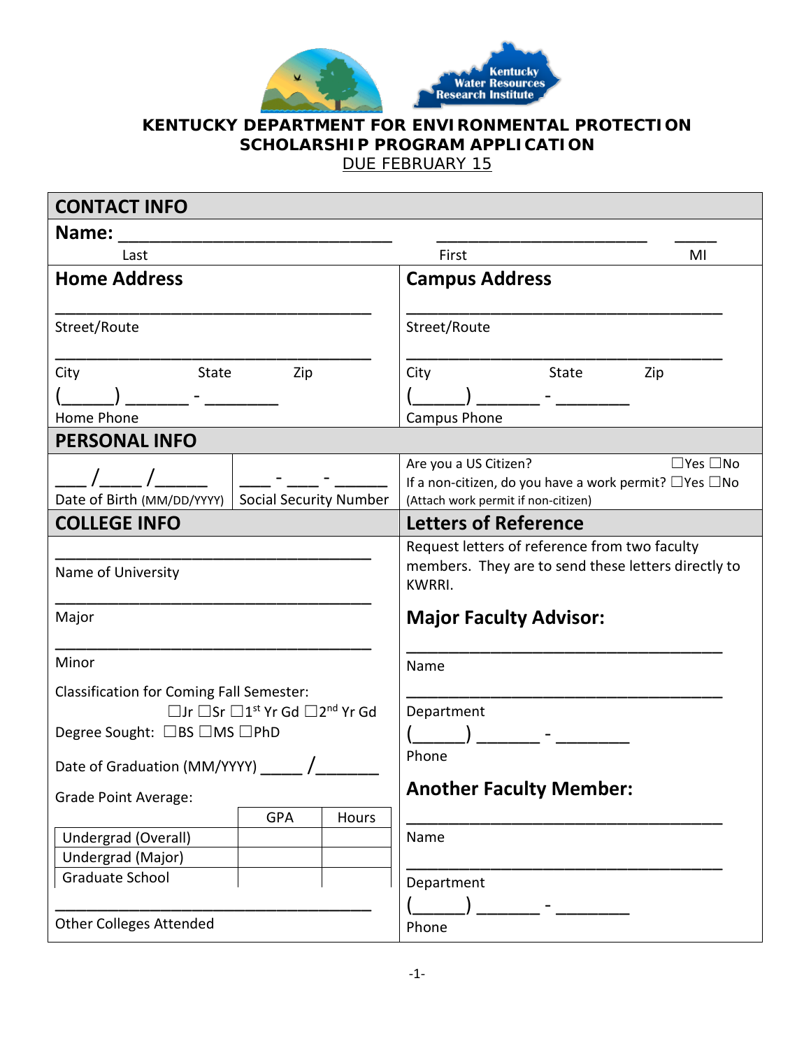Kentucky Water Resources Research Institute

# KENTUCKY DEPARTMENT FOR ENVIRONMENTAL PROTECTION SCHOLARSHIP PROGRAM APPLICATION

DUE FEBRUARY 15

## CONTACT INFO

**Name:** ______________________________ ________________________ ____

Last First MI

### Home Address

_______________________________________

Street/Route

_______________________________________

City State Zip

(______) _______ - _________

Home Phone

### Campus Address

_______________________________________

Street/Route

_______________________________________

City State Zip

(______) _______ - _________

Campus Phone

## PERSONAL INFO

___ /____ /_____

Date of Birth (MM/DD/YYYY)

___ - ___ - _____

Social Security Number

Are you a US Citizen? ☐Yes ☐No

If a non-citizen, do you have a work permit? ☐Yes ☐No

(Attach work permit if non-citizen)

## COLLEGE INFO

_______________________________________

Name of University

_______________________________________

Major

_______________________________________

Minor

Classification for Coming Fall Semester:

☐Jr ☐Sr ☐1st Yr Gd ☐2nd Yr Gd

Degree Sought: ☐BS ☐MS ☐PhD

Date of Graduation (MM/YYYY) _____ /_______

Grade Point Average:

| | GPA | Hours |
|---|---|---|
| Undergrad (Overall) | | |
| Undergrad (Major) | | |
| Graduate School | | |

_______________________________________

Other Colleges Attended

## Letters of Reference

Request letters of reference from two faculty members. They are to send these letters directly to KWRRI.

### Major Faculty Advisor:

_______________________________________

Name

_______________________________________

Department

(______) _______ - _________

Phone

### Another Faculty Member:

_______________________________________

Name

_______________________________________

Department

(______) _______ - _________

Phone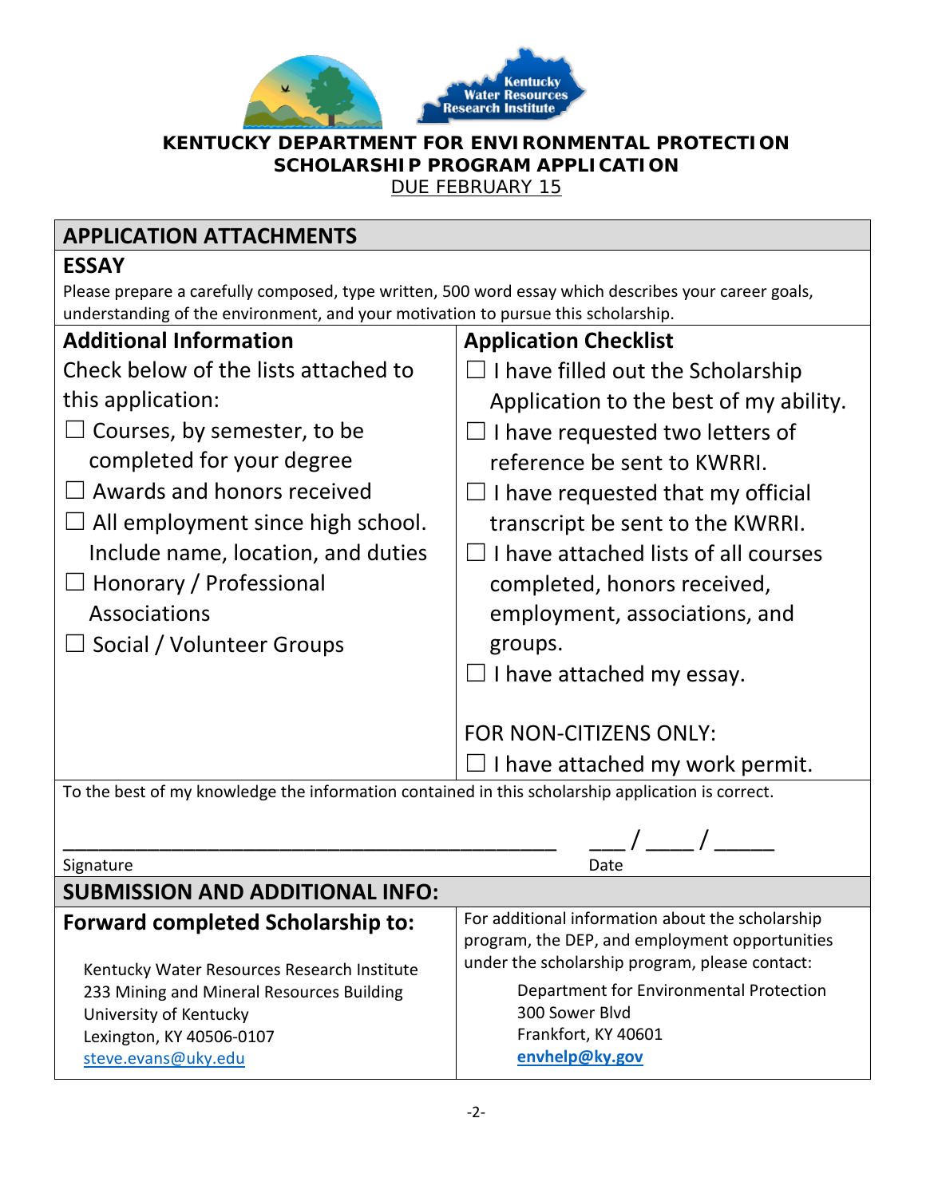**KENTUCKY DEPARTMENT FOR ENVIRONMENTAL PROTECTION**
**SCHOLARSHIP PROGRAM APPLICATION**
DUE FEBRUARY 15

## APPLICATION ATTACHMENTS

### ESSAY

Please prepare a carefully composed, type written, 500 word essay which describes your career goals, understanding of the environment, and your motivation to pursue this scholarship.

### Additional Information

Check below of the lists attached to this application:

- ☐ Courses, by semester, to be completed for your degree
- ☐ Awards and honors received
- ☐ All employment since high school. Include name, location, and duties
- ☐ Honorary / Professional Associations
- ☐ Social / Volunteer Groups

### Application Checklist

- ☐ I have filled out the Scholarship Application to the best of my ability.
- ☐ I have requested two letters of reference be sent to KWRRI.
- ☐ I have requested that my official transcript be sent to the KWRRI.
- ☐ I have attached lists of all courses completed, honors received, employment, associations, and groups.
- ☐ I have attached my essay.

FOR NON-CITIZENS ONLY:

- ☐ I have attached my work permit.

To the best of my knowledge the information contained in this scholarship application is correct.

_________________________________________ ___ / ____ / _____

Signature Date

## SUBMISSION AND ADDITIONAL INFO:

### Forward completed Scholarship to:

Kentucky Water Resources Research Institute
233 Mining and Mineral Resources Building
University of Kentucky
Lexington, KY 40506-0107
steve.evans@uky.edu

For additional information about the scholarship program, the DEP, and employment opportunities under the scholarship program, please contact:

Department for Environmental Protection
300 Sower Blvd
Frankfort, KY 40601
**envhelp@ky.gov**